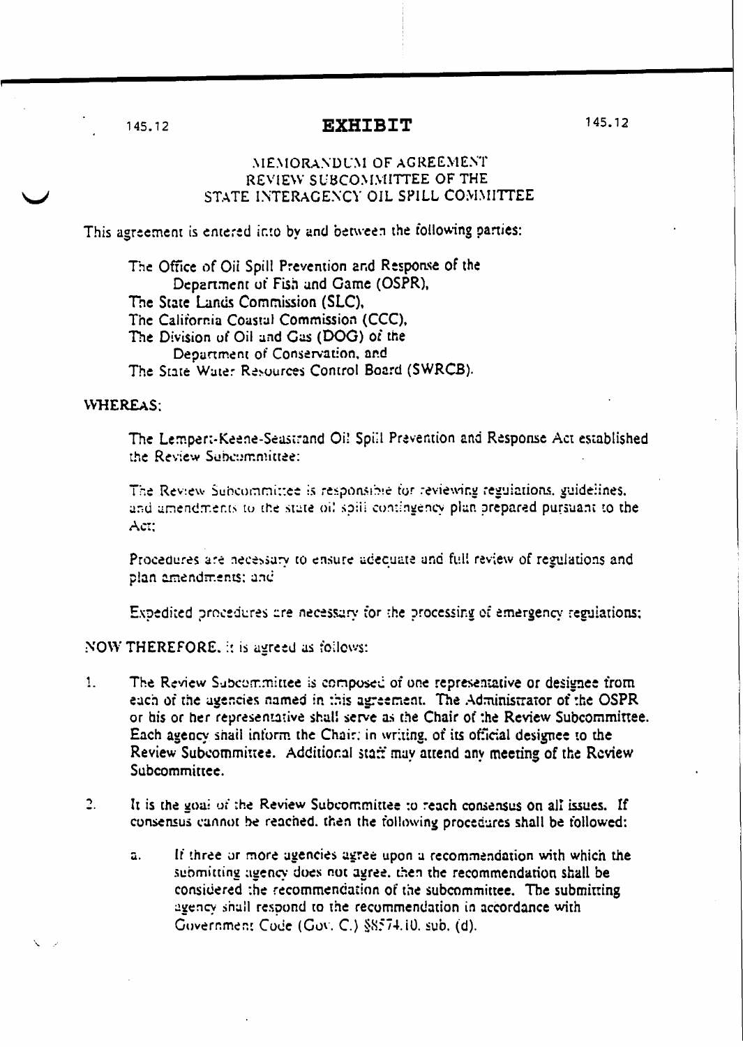# EXHIBIT

## MEMORANDUM OF AGREEMENT
## REVIEW SUBCOMMITTEE OF THE
## STATE INTERAGENCY OIL SPILL COMMITTEE

This agreement is entered into by and between the following parties:

The Office of Oil Spill Prevention and Response of the Department of Fish and Game (OSPR),
The State Lands Commission (SLC),
The California Coastal Commission (CCC),
The Division of Oil and Gas (DOG) of the Department of Conservation, and
The State Water Resources Control Board (SWRCB).

**WHEREAS:**

The Lempert-Keene-Seastrand Oil Spill Prevention and Response Act established the Review Subcommittee:

The Review Subcommittee is responsible for reviewing regulations, guidelines, and amendments to the state oil spill contingency plan prepared pursuant to the Act;

Procedures are necessary to ensure adequate and full review of regulations and plan amendments; and

Expedited procedures are necessary for the processing of emergency regulations;

**NOW THEREFORE**, it is agreed as follows:

1. The Review Subcommittee is composed of one representative or designee from each of the agencies named in this agreement. The Administrator of the OSPR or his or her representative shall serve as the Chair of the Review Subcommittee. Each agency shall inform the Chair, in writing, of its official designee to the Review Subcommittee. Additional staff may attend any meeting of the Review Subcommittee.

2. It is the goal of the Review Subcommittee to reach consensus on all issues. If consensus cannot be reached, then the following procedures shall be followed:

   a. If three or more agencies agree upon a recommendation with which the submitting agency does not agree, then the recommendation shall be considered the recommendation of the subcommittee. The submitting agency shall respond to the recommendation in accordance with Government Code (Gov. C.) §8574.10, sub. (d).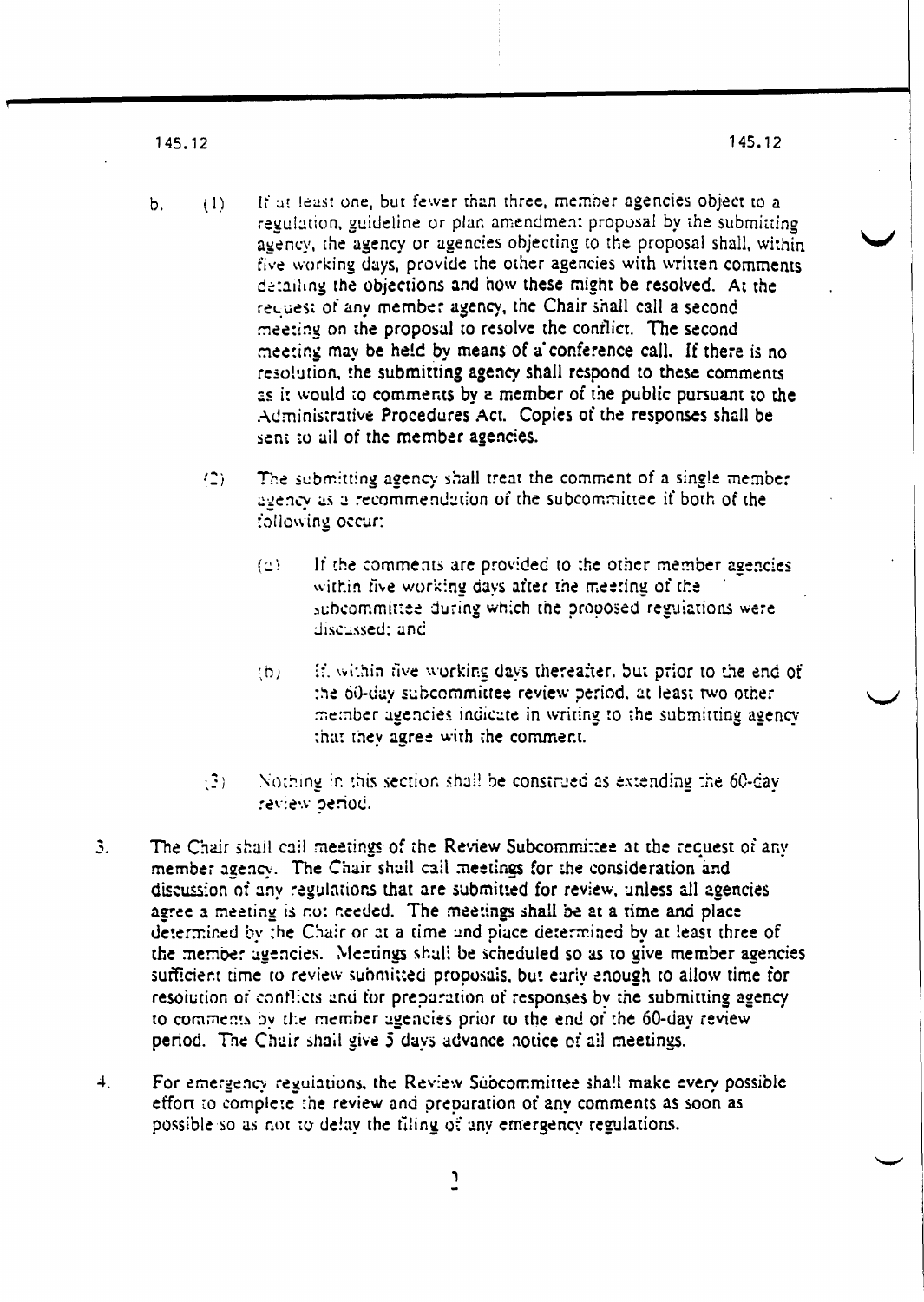b. (1) If at least one, but fewer than three, member agencies object to a regulation, guideline or plan amendment proposal by the submitting agency, the agency or agencies objecting to the proposal shall, within five working days, provide the other agencies with written comments detailing the objections and how these might be resolved. At the request of any member agency, the Chair shall call a second meeting on the proposal to resolve the conflict. The second meeting may be held by means of a conference call. If there is no resolution, the submitting agency shall respond to these comments as it would to comments by a member of the public pursuant to the Administrative Procedures Act. Copies of the responses shall be sent to all of the member agencies.

(2) The submitting agency shall treat the comment of a single member agency as a recommendation of the subcommittee if both of the following occur:

(a) If the comments are provided to the other member agencies within five working days after the meeting of the subcommittee during which the proposed regulations were discussed; and

(b) If, within five working days thereafter, but prior to the end of the 60-day subcommittee review period, at least two other member agencies indicate in writing to the submitting agency that they agree with the comment.

(3) Nothing in this section shall be construed as extending the 60-day review period.

3. The Chair shall call meetings of the Review Subcommittee at the request of any member agency. The Chair shall call meetings for the consideration and discussion of any regulations that are submitted for review, unless all agencies agree a meeting is not needed. The meetings shall be at a time and place determined by the Chair or at a time and place determined by at least three of the member agencies. Meetings shall be scheduled so as to give member agencies sufficient time to review submitted proposals, but early enough to allow time for resolution of conflicts and for preparation of responses by the submitting agency to comments by the member agencies prior to the end of the 60-day review period. The Chair shall give 5 days advance notice of all meetings.

4. For emergency regulations, the Review Subcommittee shall make every possible effort to complete the review and preparation of any comments as soon as possible so as not to delay the filing of any emergency regulations.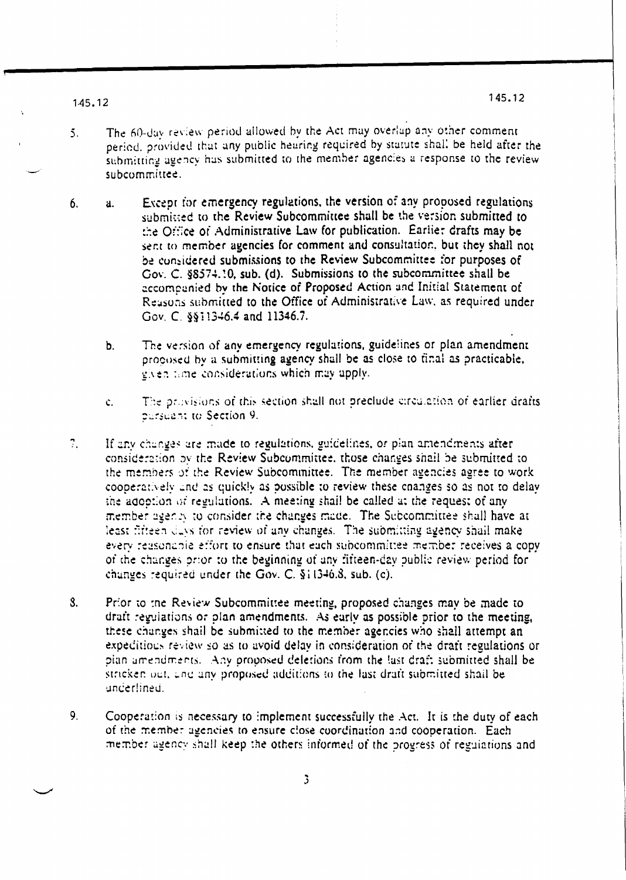5. The 60-day review period allowed by the Act may overlap any other comment period, provided that any public hearing required by statute shall be held after the submitting agency has submitted to the member agencies a response to the review subcommittee.

6. a. Except for emergency regulations, the version of any proposed regulations submitted to the Review Subcommittee shall be the version submitted to the Office of Administrative Law for publication. Earlier drafts may be sent to member agencies for comment and consultation, but they shall not be considered submissions to the Review Subcommittee for purposes of Gov. C. §8574.10, sub. (d). Submissions to the subcommittee shall be accompanied by the Notice of Proposed Action and Initial Statement of Reasons submitted to the Office of Administrative Law, as required under Gov. C. §§11346.4 and 11346.7.

   b. The version of any emergency regulations, guidelines or plan amendment proposed by a submitting agency shall be as close to final as practicable, given time considerations which may apply.

   c. The provisions of this section shall not preclude circulation of earlier drafts pursuant to Section 9.

7. If any changes are made to regulations, guidelines, or plan amendments after consideration by the Review Subcommittee, those changes shall be submitted to the members of the Review Subcommittee. The member agencies agree to work cooperatively and as quickly as possible to review these changes so as not to delay the adoption of regulations. A meeting shall be called at the request of any member agency to consider the changes made. The Subcommittee shall have at least fifteen days for review of any changes. The submitting agency shall make every reasonable effort to ensure that each subcommittee member receives a copy of the changes prior to the beginning of any fifteen-day public review period for changes required under the Gov. C. §11346.8, sub. (c).

8. Prior to the Review Subcommittee meeting, proposed changes may be made to draft regulations or plan amendments. As early as possible prior to the meeting, these changes shall be submitted to the member agencies who shall attempt an expeditious review so as to avoid delay in consideration of the draft regulations or plan amendments. Any proposed deletions from the last draft submitted shall be stricken out, and any proposed additions to the last draft submitted shall be underlined.

9. Cooperation is necessary to implement successfully the Act. It is the duty of each of the member agencies to ensure close coordination and cooperation. Each member agency shall keep the others informed of the progress of regulations and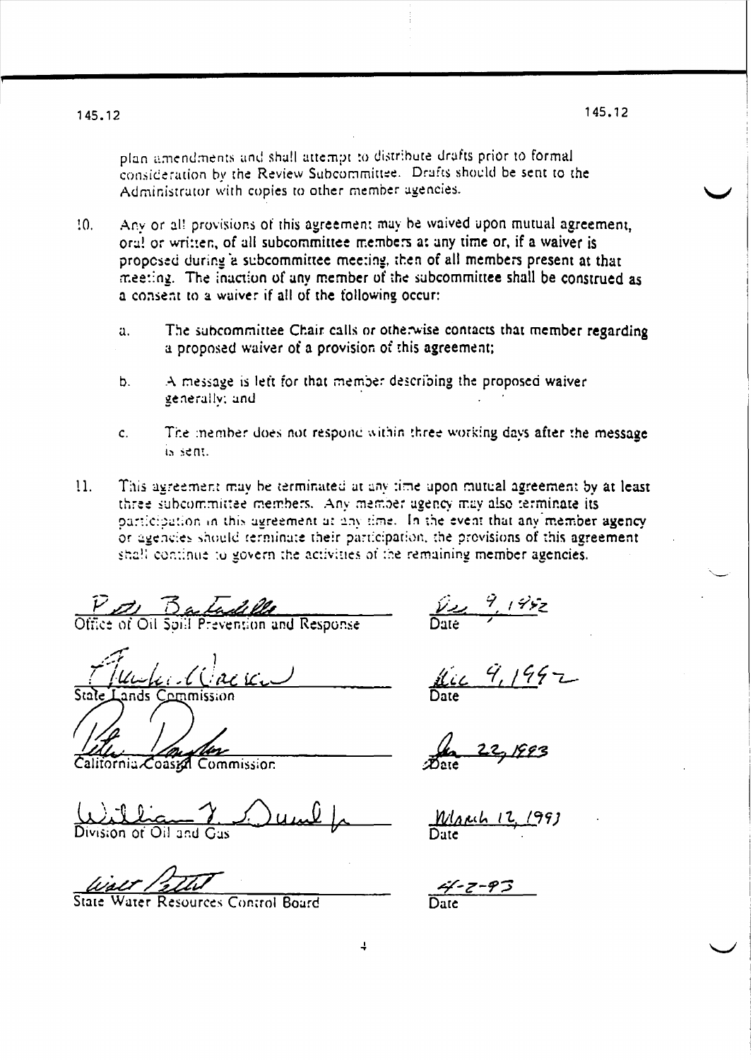plan amendments and shall attempt to distribute drafts prior to formal consideration by the Review Subcommittee. Drafts should be sent to the Administrator with copies to other member agencies.

10. Any or all provisions of this agreement may be waived upon mutual agreement, oral or written, of all subcommittee members at any time or, if a waiver is proposed during a subcommittee meeting, then of all members present at that meeting. The inaction of any member of the subcommittee shall be construed as a consent to a waiver if all of the following occur:

    a. The subcommittee Chair calls or otherwise contacts that member regarding a proposed waiver of a provision of this agreement;

    b. A message is left for that member describing the proposed waiver generally; and

    c. The member does not respond within three working days after the message is sent.

11. This agreement may be terminated at any time upon mutual agreement by at least three subcommittee members. Any member agency may also terminate its participation in this agreement at any time. In the event that any member agency or agencies should terminate their participation, the provisions of this agreement shall continue to govern the activities of the remaining member agencies.

| | |
|---|---|
| Pete Bontadelli<br>Office of Oil Spill Prevention and Response | Dec 9, 1992<br>Date |
| Charles Warren<br>State Lands Commission | Dec 9, 1992<br>Date |
| Peter Douglas<br>California Coastal Commission | Jan 22, 1993<br>Date |
| William F. Guerard Jr<br>Division of Oil and Gas | March 12, 1993<br>Date |
| Walt Pettit<br>State Water Resources Control Board | 4-2-93<br>Date |